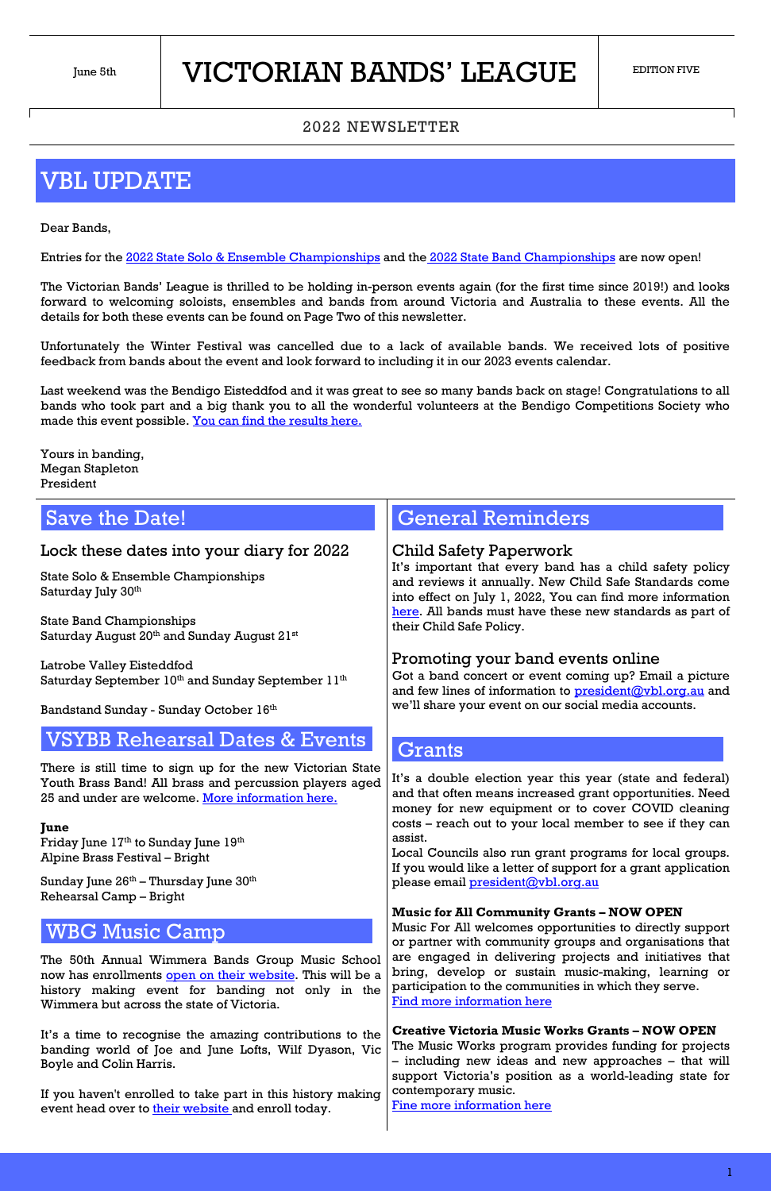June 5th

# VICTORIAN BANDS' LEAGUE

EDITION FIVE

2022 NEWSLETTER

## VBL UPDATE

Dear Bands,

Entries for the 2022 State Solo & Ensemble Championships and the 2022 State Band Championships are now open!

The Victorian Bands' League is thrilled to be holding in-person events again (for the first time since 2019!) and looks forward to welcoming soloists, ensembles and bands from around Victoria and Australia to these events. All the details for both these events can be found on Page Two of this newsletter.

Unfortunately the Winter Festival was cancelled due to a lack of available bands. We received lots of positive feedback from bands about the event and look forward to including it in our 2023 events calendar.

Last weekend was the Bendigo Eisteddfod and it was great to see so many bands back on stage! Congratulations to all bands who took part and a big thank you to all the wonderful volunteers at the Bendigo Competitions Society who made this event possible. You can find the results here.

Yours in banding,
Megan Stapleton
President

## Save the Date!

### Lock these dates into your diary for 2022

State Solo & Ensemble Championships
Saturday July 30th

State Band Championships
Saturday August 20th and Sunday August 21st

Latrobe Valley Eisteddfod
Saturday September 10th and Sunday September 11th

Bandstand Sunday - Sunday October 16th

## VSYBB Rehearsal Dates & Events

There is still time to sign up for the new Victorian State Youth Brass Band! All brass and percussion players aged 25 and under are welcome. More information here.

**June**
Friday June 17th to Sunday June 19th
Alpine Brass Festival – Bright

Sunday June 26th – Thursday June 30th
Rehearsal Camp – Bright

## WBG Music Camp

The 50th Annual Wimmera Bands Group Music School now has enrollments open on their website. This will be a history making event for banding not only in the Wimmera but across the state of Victoria.

It's a time to recognise the amazing contributions to the banding world of Joe and June Lofts, Wilf Dyason, Vic Boyle and Colin Harris.

If you haven't enrolled to take part in this history making event head over to their website and enroll today.

## General Reminders

### Child Safety Paperwork

It's important that every band has a child safety policy and reviews it annually. New Child Safe Standards come into effect on July 1, 2022, You can find more information here. All bands must have these new standards as part of their Child Safe Policy.

### Promoting your band events online

Got a band concert or event coming up? Email a picture and few lines of information to president@vbl.org.au and we'll share your event on our social media accounts.

## Grants

It's a double election year this year (state and federal) and that often means increased grant opportunities. Need money for new equipment or to cover COVID cleaning costs – reach out to your local member to see if they can assist.
Local Councils also run grant programs for local groups. If you would like a letter of support for a grant application please email president@vbl.org.au

**Music for All Community Grants – NOW OPEN**
Music For All welcomes opportunities to directly support or partner with community groups and organisations that are engaged in delivering projects and initiatives that bring, develop or sustain music-making, learning or participation to the communities in which they serve.
Find more information here

**Creative Victoria Music Works Grants – NOW OPEN**
The Music Works program provides funding for projects – including new ideas and new approaches – that will support Victoria's position as a world-leading state for contemporary music.
Fine more information here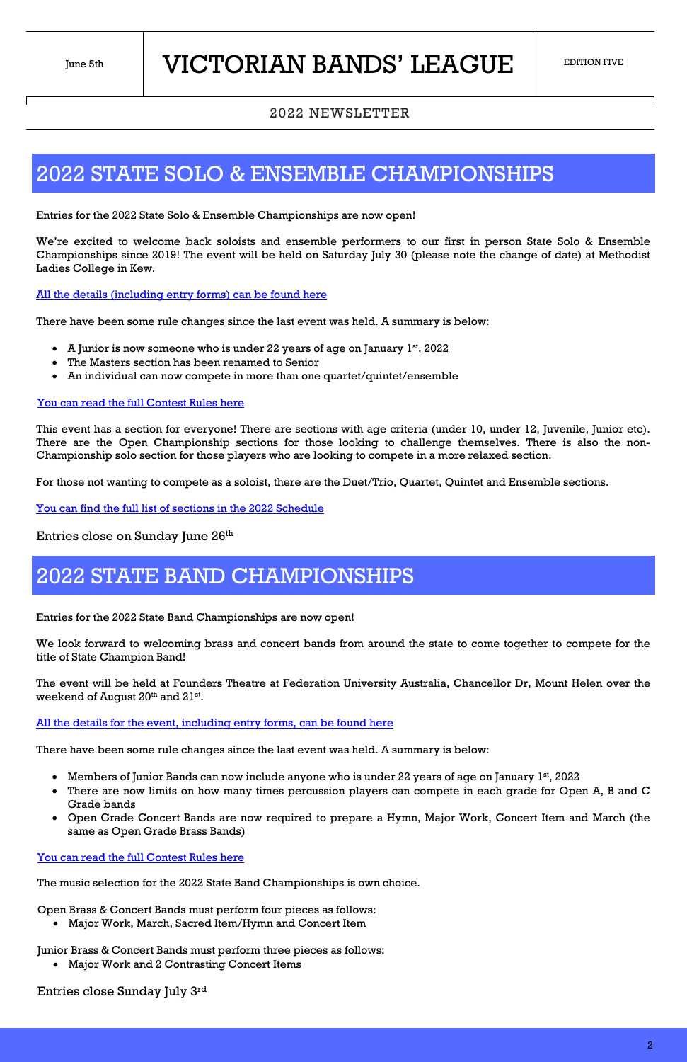June 5th

# VICTORIAN BANDS' LEAGUE

EDITION FIVE

2022 NEWSLETTER

## 2022 STATE SOLO & ENSEMBLE CHAMPIONSHIPS

Entries for the 2022 State Solo & Ensemble Championships are now open!

We're excited to welcome back soloists and ensemble performers to our first in person State Solo & Ensemble Championships since 2019! The event will be held on Saturday July 30 (please note the change of date) at Methodist Ladies College in Kew.

All the details (including entry forms) can be found here

There have been some rule changes since the last event was held. A summary is below:

- A Junior is now someone who is under 22 years of age on January 1st, 2022
- The Masters section has been renamed to Senior
- An individual can now compete in more than one quartet/quintet/ensemble

You can read the full Contest Rules here

This event has a section for everyone! There are sections with age criteria (under 10, under 12, Juvenile, Junior etc). There are the Open Championship sections for those looking to challenge themselves. There is also the non-Championship solo section for those players who are looking to compete in a more relaxed section.

For those not wanting to compete as a soloist, there are the Duet/Trio, Quartet, Quintet and Ensemble sections.

You can find the full list of sections in the 2022 Schedule

Entries close on Sunday June 26th

## 2022 STATE BAND CHAMPIONSHIPS

Entries for the 2022 State Band Championships are now open!

We look forward to welcoming brass and concert bands from around the state to come together to compete for the title of State Champion Band!

The event will be held at Founders Theatre at Federation University Australia, Chancellor Dr, Mount Helen over the weekend of August 20th and 21st.

All the details for the event, including entry forms, can be found here

There have been some rule changes since the last event was held. A summary is below:

- Members of Junior Bands can now include anyone who is under 22 years of age on January 1st, 2022
- There are now limits on how many times percussion players can compete in each grade for Open A, B and C Grade bands
- Open Grade Concert Bands are now required to prepare a Hymn, Major Work, Concert Item and March (the same as Open Grade Brass Bands)

You can read the full Contest Rules here

The music selection for the 2022 State Band Championships is own choice.

Open Brass & Concert Bands must perform four pieces as follows:

- Major Work, March, Sacred Item/Hymn and Concert Item

Junior Brass & Concert Bands must perform three pieces as follows:

- Major Work and 2 Contrasting Concert Items

Entries close Sunday July 3rd